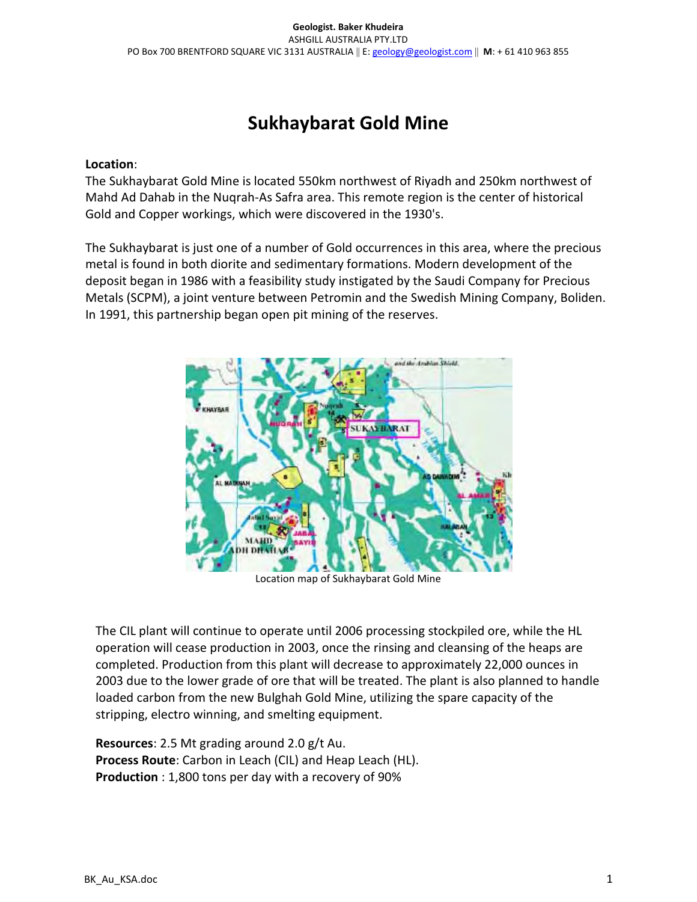# Sukhaybarat Gold Mine

**Location**:
The Sukhaybarat Gold Mine is located 550km northwest of Riyadh and 250km northwest of Mahd Ad Dahab in the Nuqrah-As Safra area. This remote region is the center of historical Gold and Copper workings, which were discovered in the 1930's.

The Sukhaybarat is just one of a number of Gold occurrences in this area, where the precious metal is found in both diorite and sedimentary formations. Modern development of the deposit began in 1986 with a feasibility study instigated by the Saudi Company for Precious Metals (SCPM), a joint venture between Petromin and the Swedish Mining Company, Boliden. In 1991, this partnership began open pit mining of the reserves.

Location map of Sukhaybarat Gold Mine

The CIL plant will continue to operate until 2006 processing stockpiled ore, while the HL operation will cease production in 2003, once the rinsing and cleansing of the heaps are completed. Production from this plant will decrease to approximately 22,000 ounces in 2003 due to the lower grade of ore that will be treated. The plant is also planned to handle loaded carbon from the new Bulghah Gold Mine, utilizing the spare capacity of the stripping, electro winning, and smelting equipment.

**Resources**: 2.5 Mt grading around 2.0 g/t Au.
**Process Route**: Carbon in Leach (CIL) and Heap Leach (HL).
**Production** : 1,800 tons per day with a recovery of 90%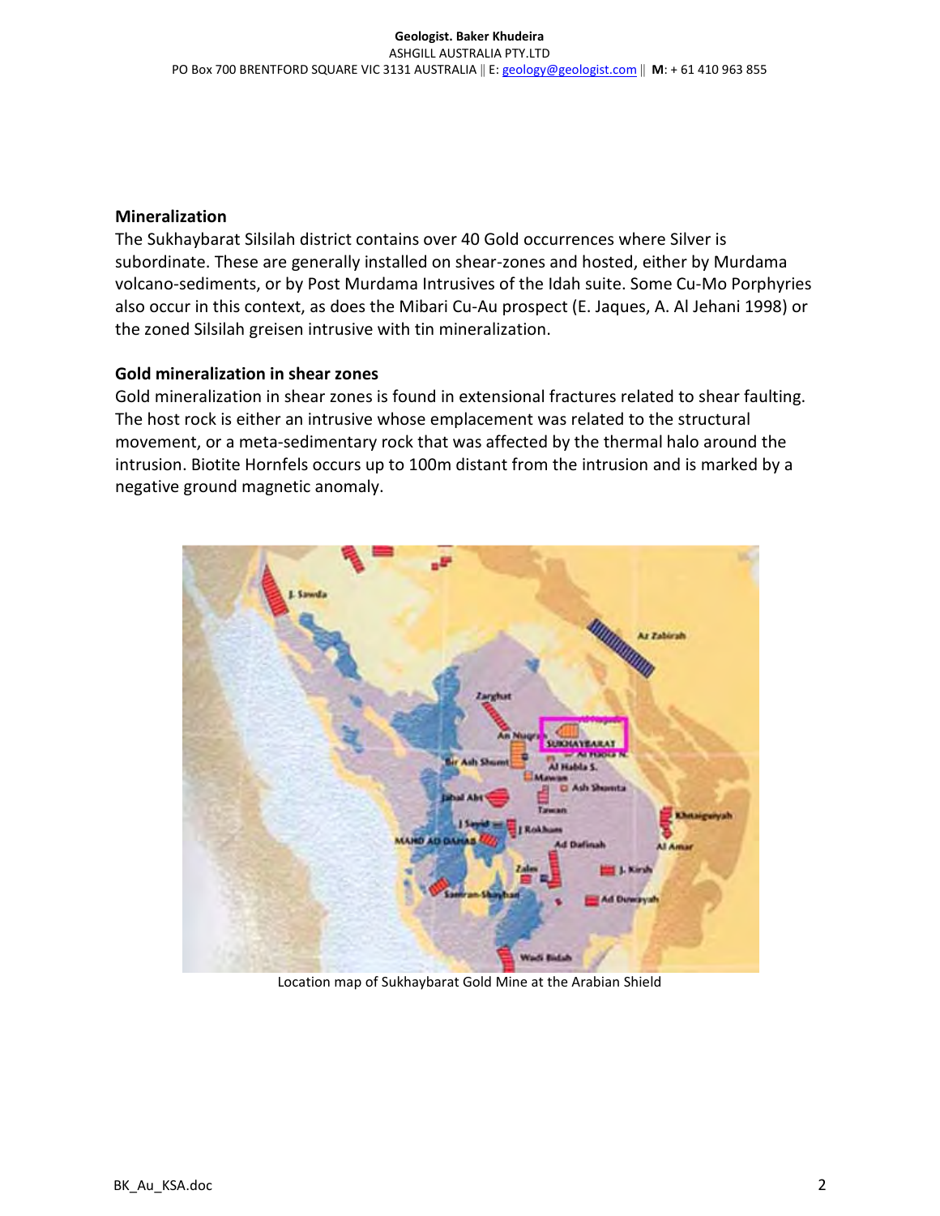## Mineralization

The Sukhaybarat Silsilah district contains over 40 Gold occurrences where Silver is subordinate. These are generally installed on shear-zones and hosted, either by Murdama volcano-sediments, or by Post Murdama Intrusives of the Idah suite. Some Cu-Mo Porphyries also occur in this context, as does the Mibari Cu-Au prospect (E. Jaques, A. Al Jehani 1998) or the zoned Silsilah greisen intrusive with tin mineralization.

## Gold mineralization in shear zones

Gold mineralization in shear zones is found in extensional fractures related to shear faulting. The host rock is either an intrusive whose emplacement was related to the structural movement, or a meta-sedimentary rock that was affected by the thermal halo around the intrusion. Biotite Hornfels occurs up to 100m distant from the intrusion and is marked by a negative ground magnetic anomaly.

Location map of Sukhaybarat Gold Mine at the Arabian Shield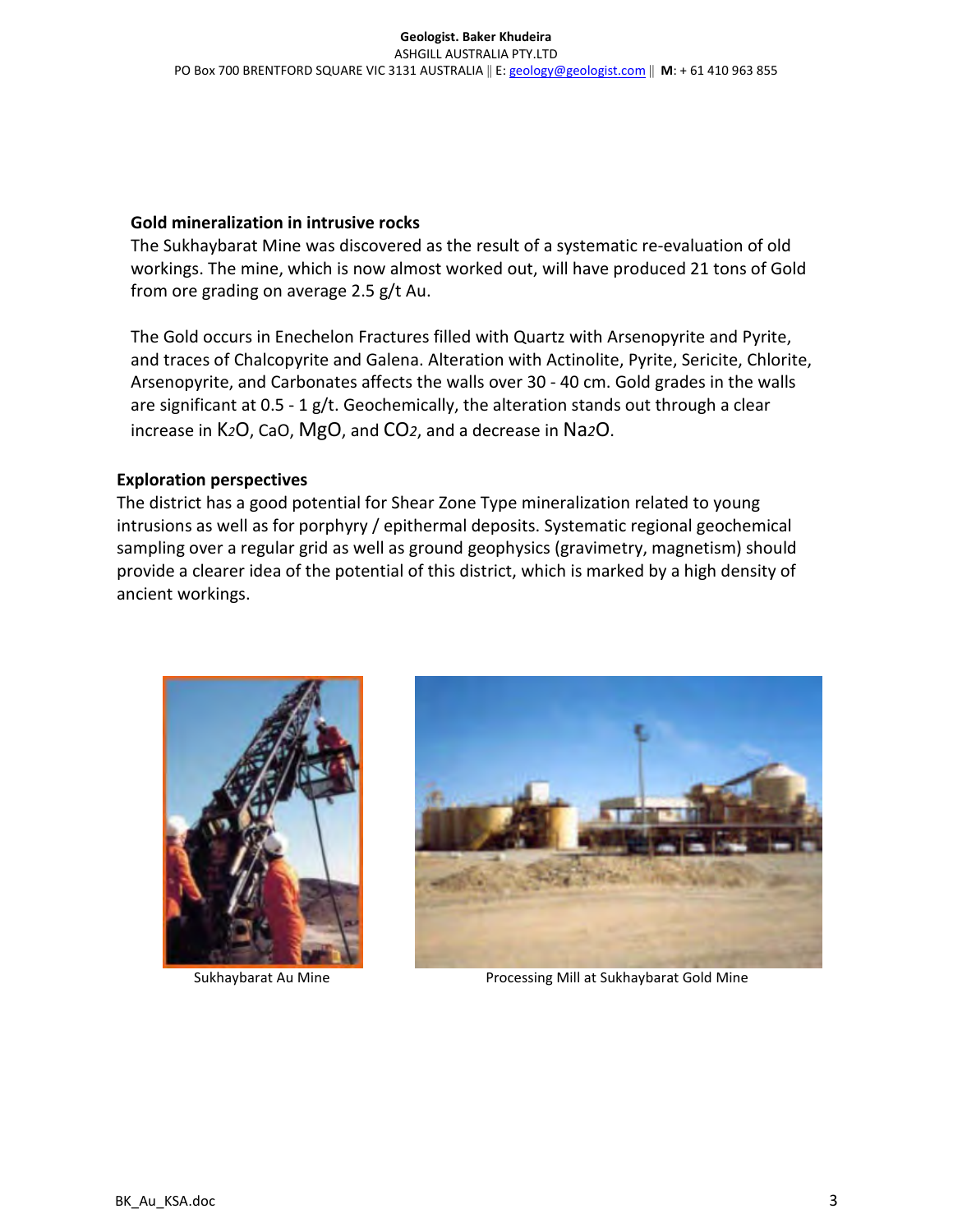### Gold mineralization in intrusive rocks

The Sukhaybarat Mine was discovered as the result of a systematic re-evaluation of old workings. The mine, which is now almost worked out, will have produced 21 tons of Gold from ore grading on average 2.5 g/t Au.

The Gold occurs in Enechelon Fractures filled with Quartz with Arsenopyrite and Pyrite, and traces of Chalcopyrite and Galena. Alteration with Actinolite, Pyrite, Sericite, Chlorite, Arsenopyrite, and Carbonates affects the walls over 30 - 40 cm. Gold grades in the walls are significant at 0.5 - 1 g/t. Geochemically, the alteration stands out through a clear increase in $K_2O$, CaO, MgO, and $CO_2$, and a decrease in $Na_2O$.

### Exploration perspectives

The district has a good potential for Shear Zone Type mineralization related to young intrusions as well as for porphyry / epithermal deposits. Systematic regional geochemical sampling over a regular grid as well as ground geophysics (gravimetry, magnetism) should provide a clearer idea of the potential of this district, which is marked by a high density of ancient workings.

Sukhaybarat Au Mine

Processing Mill at Sukhaybarat Gold Mine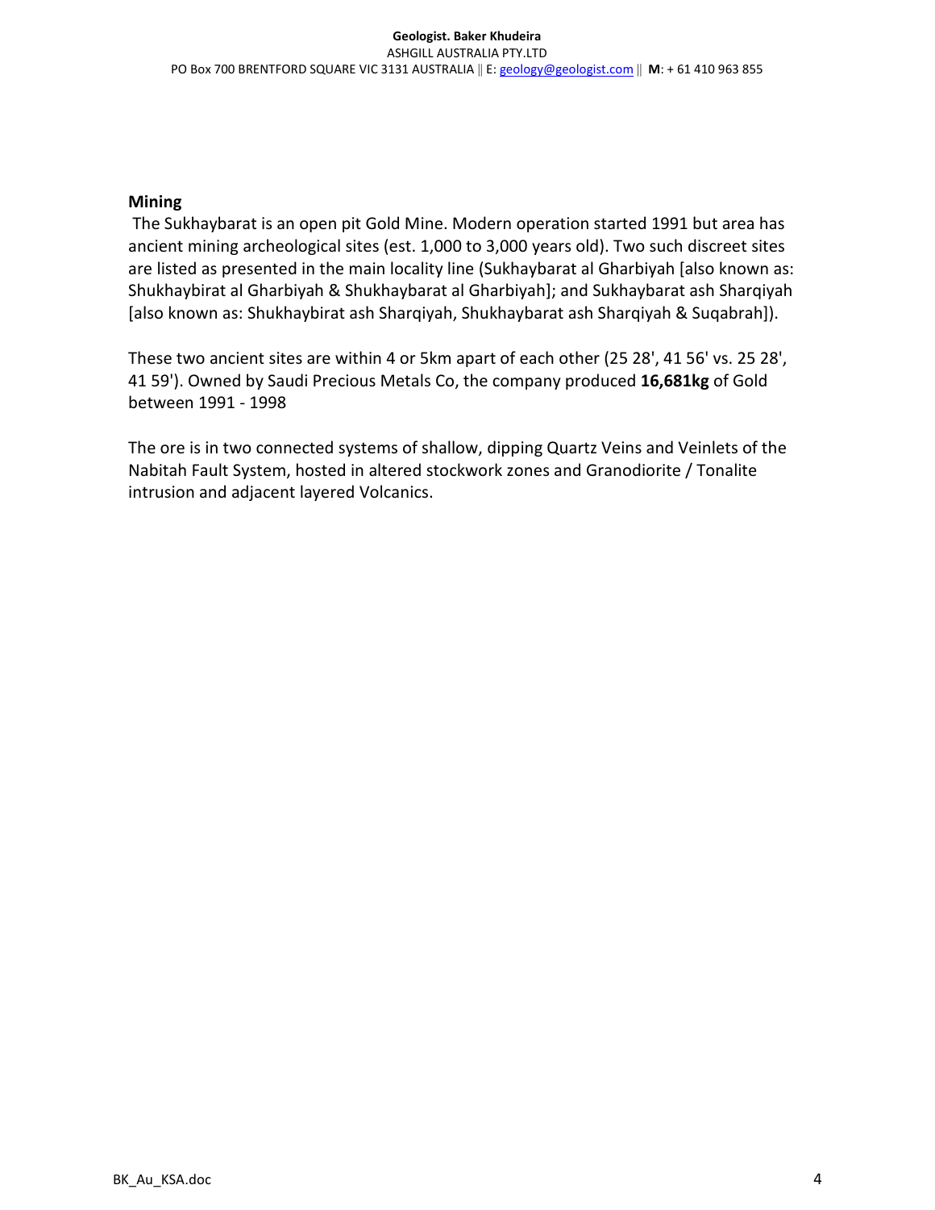## Mining

The Sukhaybarat is an open pit Gold Mine. Modern operation started 1991 but area has ancient mining archeological sites (est. 1,000 to 3,000 years old). Two such discreet sites are listed as presented in the main locality line (Sukhaybarat al Gharbiyah [also known as: Shukhaybirat al Gharbiyah & Shukhaybarat al Gharbiyah]; and Sukhaybarat ash Sharqiyah [also known as: Shukhaybirat ash Sharqiyah, Shukhaybarat ash Sharqiyah & Suqabrah]).

These two ancient sites are within 4 or 5km apart of each other (25 28', 41 56' vs. 25 28', 41 59'). Owned by Saudi Precious Metals Co, the company produced **16,681kg** of Gold between 1991 - 1998

The ore is in two connected systems of shallow, dipping Quartz Veins and Veinlets of the Nabitah Fault System, hosted in altered stockwork zones and Granodiorite / Tonalite intrusion and adjacent layered Volcanics.